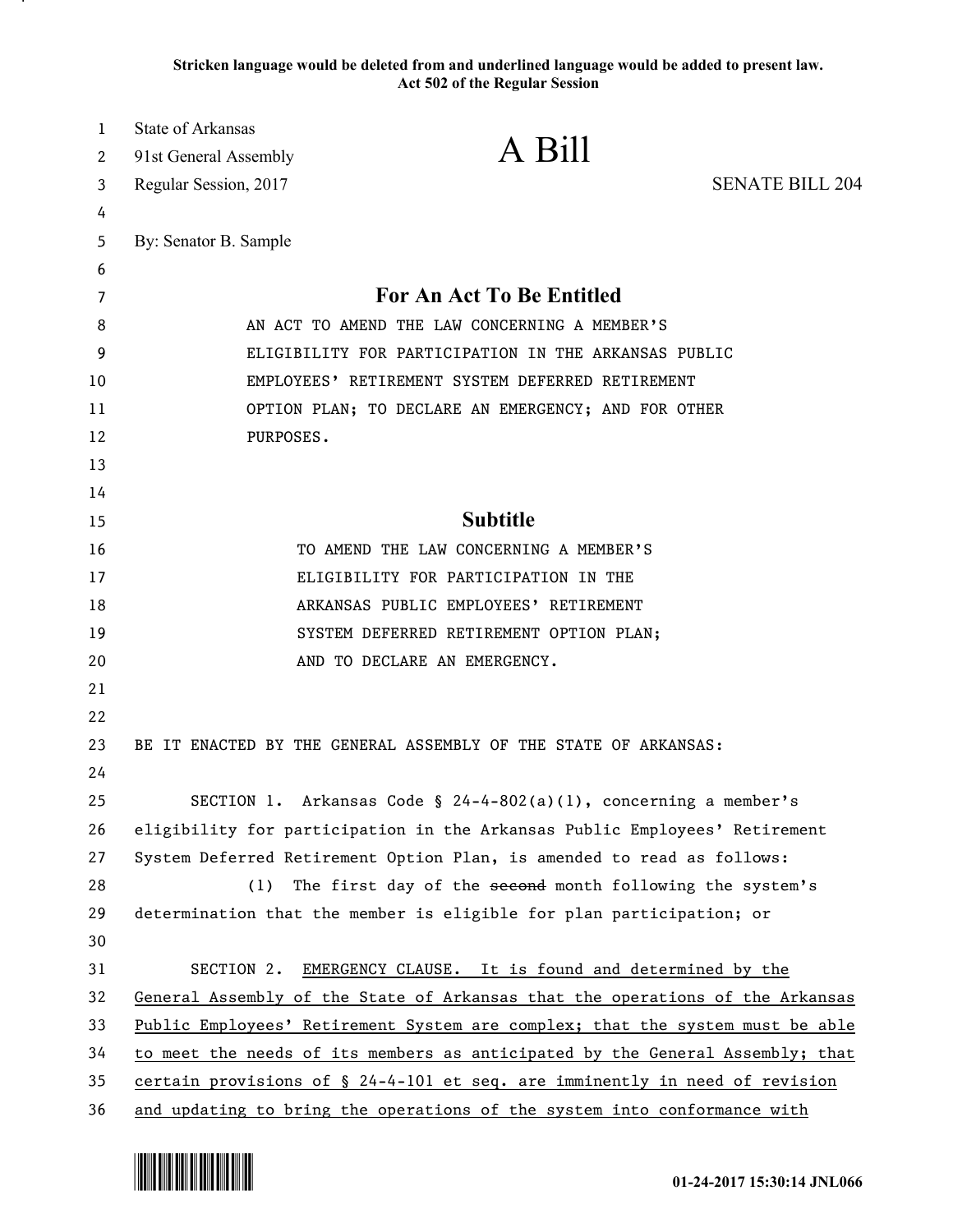**Stricken language would be deleted from and underlined language would be added to present law.**
**Act 502 of the Regular Session**

State of Arkansas
91st General Assembly
Regular Session, 2017

# A Bill

SENATE BILL 204

By: Senator B. Sample

## For An Act To Be Entitled

AN ACT TO AMEND THE LAW CONCERNING A MEMBER'S ELIGIBILITY FOR PARTICIPATION IN THE ARKANSAS PUBLIC EMPLOYEES' RETIREMENT SYSTEM DEFERRED RETIREMENT OPTION PLAN; TO DECLARE AN EMERGENCY; AND FOR OTHER PURPOSES.

## Subtitle

TO AMEND THE LAW CONCERNING A MEMBER'S ELIGIBILITY FOR PARTICIPATION IN THE ARKANSAS PUBLIC EMPLOYEES' RETIREMENT SYSTEM DEFERRED RETIREMENT OPTION PLAN; AND TO DECLARE AN EMERGENCY.

BE IT ENACTED BY THE GENERAL ASSEMBLY OF THE STATE OF ARKANSAS:

SECTION 1. Arkansas Code § 24-4-802(a)(1), concerning a member's eligibility for participation in the Arkansas Public Employees' Retirement System Deferred Retirement Option Plan, is amended to read as follows:

(1) The first day of the ~~second~~ month following the system's determination that the member is eligible for plan participation; or

SECTION 2. <u>EMERGENCY CLAUSE. It is found and determined by the General Assembly of the State of Arkansas that the operations of the Arkansas Public Employees' Retirement System are complex; that the system must be able to meet the needs of its members as anticipated by the General Assembly; that certain provisions of § 24-4-101 et seq. are imminently in need of revision and updating to bring the operations of the system into conformance with</u>

01-24-2017 15:30:14 JNL066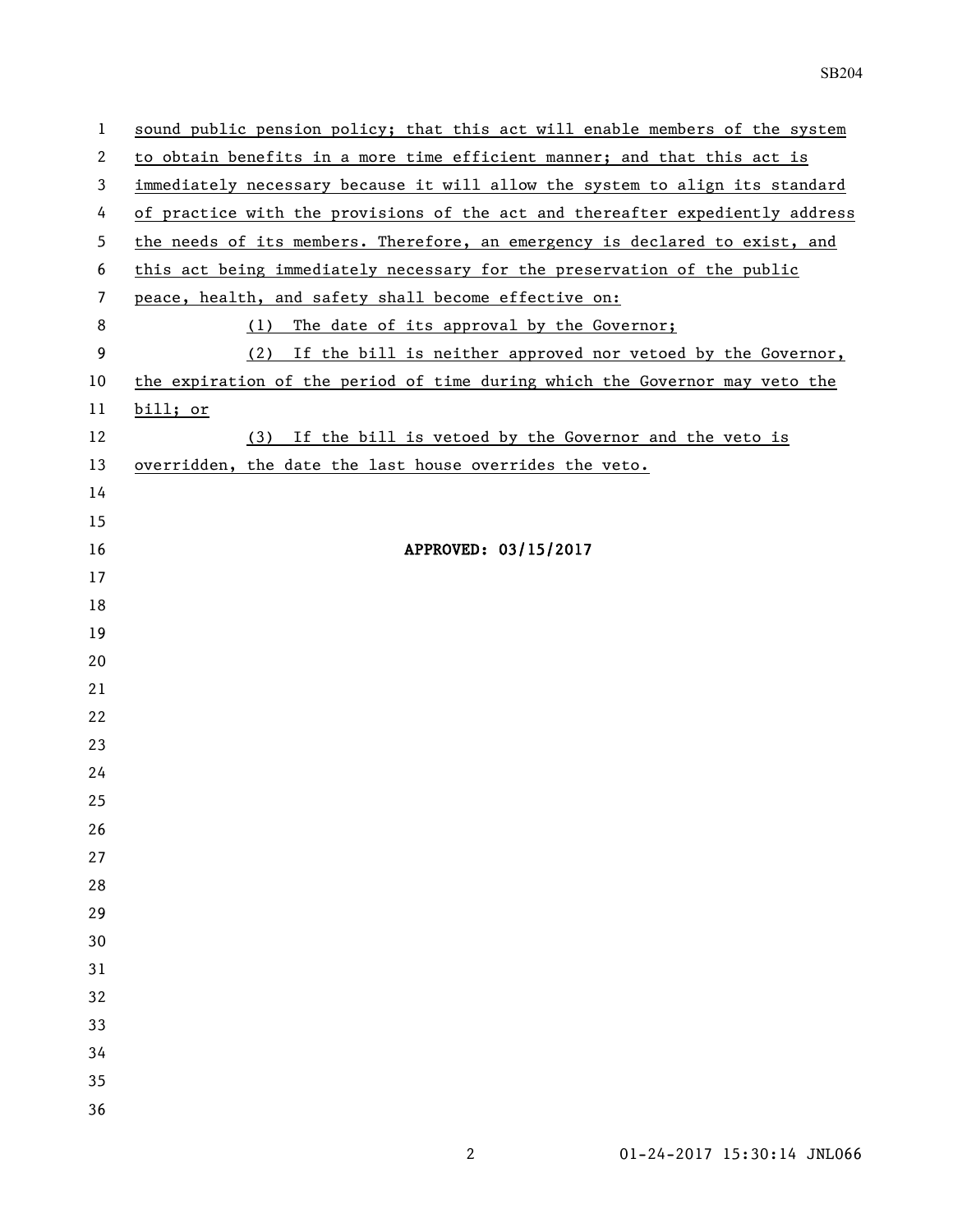sound public pension policy; that this act will enable members of the system to obtain benefits in a more time efficient manner; and that this act is immediately necessary because it will allow the system to align its standard of practice with the provisions of the act and thereafter expediently address the needs of its members. Therefore, an emergency is declared to exist, and this act being immediately necessary for the preservation of the public peace, health, and safety shall become effective on:

(1) The date of its approval by the Governor;

(2) If the bill is neither approved nor vetoed by the Governor, the expiration of the period of time during which the Governor may veto the bill; or

(3) If the bill is vetoed by the Governor and the veto is overridden, the date the last house overrides the veto.

**APPROVED: 03/15/2017**

01-24-2017 15:30:14 JNL066